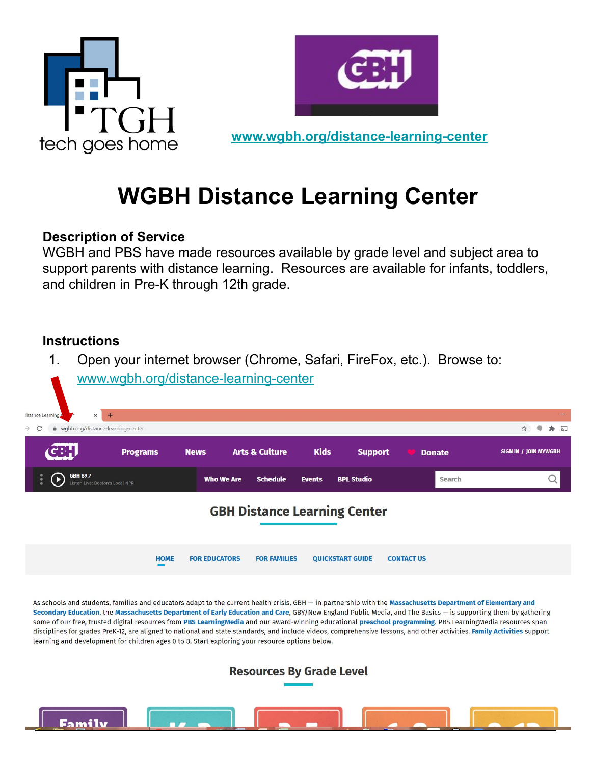www.wgbh.org/distance-learning-center

# WGBH Distance Learning Center

**Description of Service**

WGBH and PBS have made resources available by grade level and subject area to support parents with distance learning. Resources are available for infants, toddlers, and children in Pre-K through 12th grade.

**Instructions**

1. Open your internet browser (Chrome, Safari, FireFox, etc.). Browse to: www.wgbh.org/distance-learning-center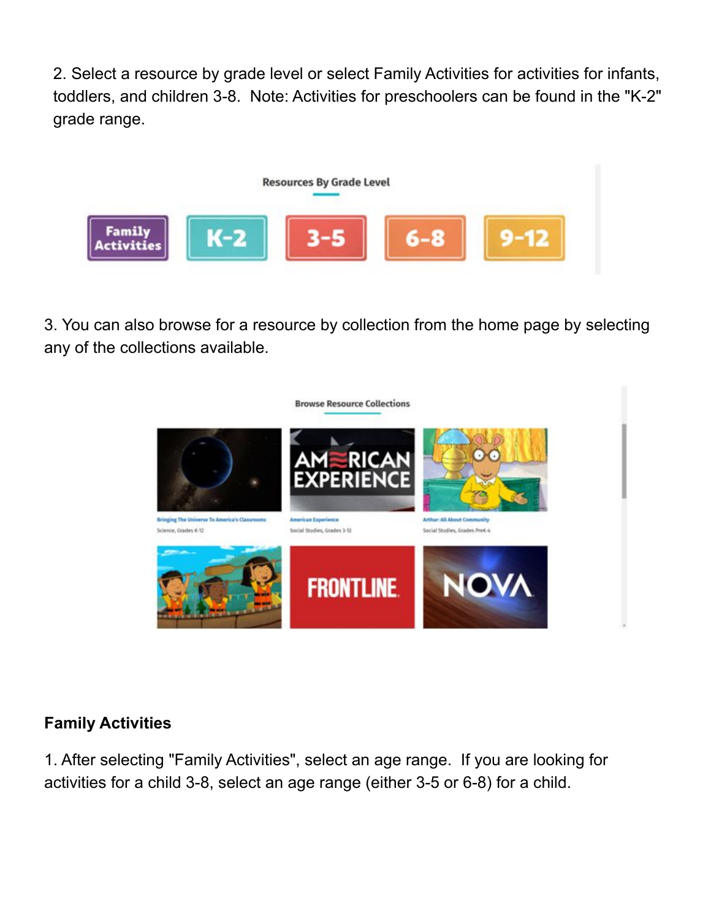2. Select a resource by grade level or select Family Activities for activities for infants, toddlers, and children 3-8. Note: Activities for preschoolers can be found in the "K-2" grade range.

3. You can also browse for a resource by collection from the home page by selecting any of the collections available.

## Family Activities

1. After selecting "Family Activities", select an age range. If you are looking for activities for a child 3-8, select an age range (either 3-5 or 6-8) for a child.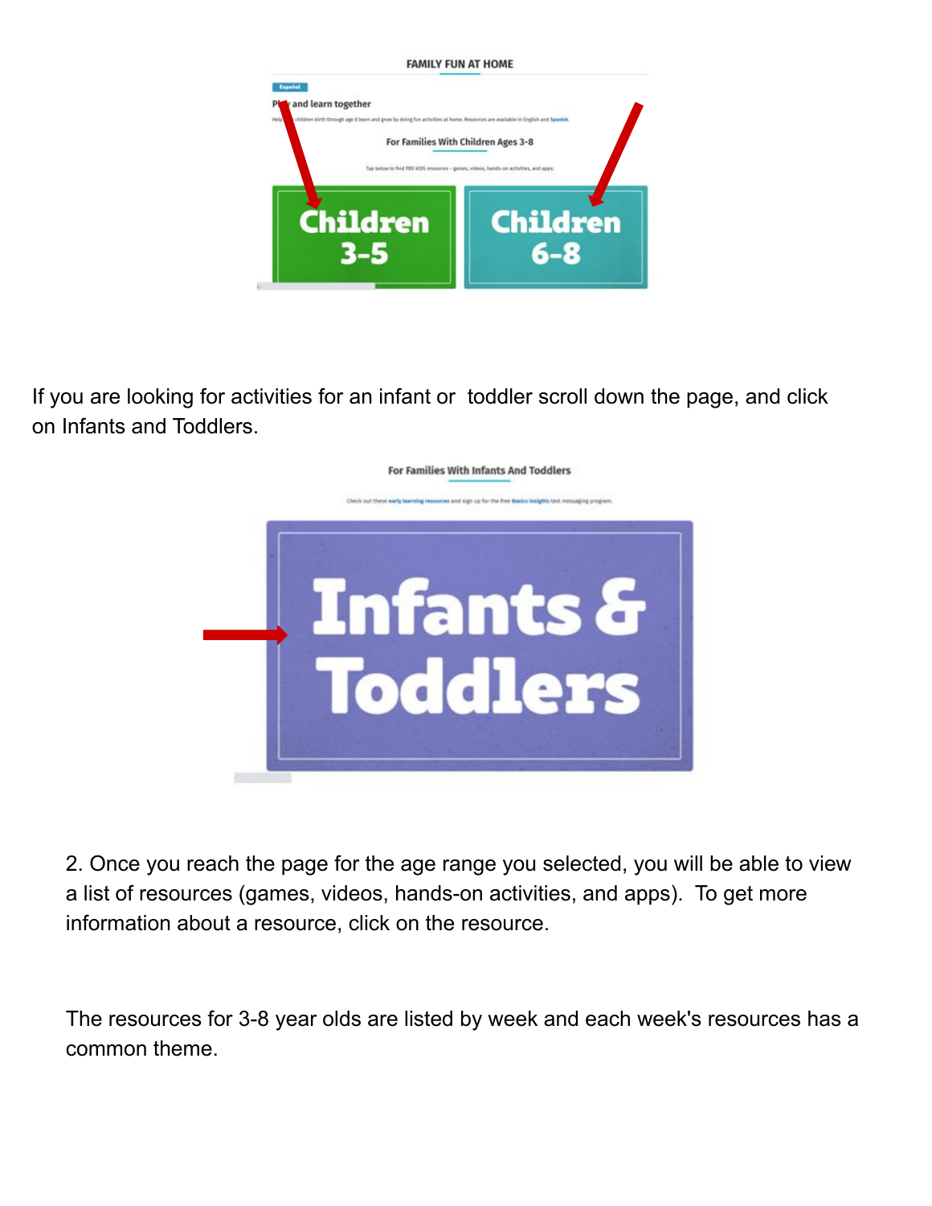If you are looking for activities for an infant or toddler scroll down the page, and click on Infants and Toddlers.

2. Once you reach the page for the age range you selected, you will be able to view a list of resources (games, videos, hands-on activities, and apps). To get more information about a resource, click on the resource.

The resources for 3-8 year olds are listed by week and each week's resources has a common theme.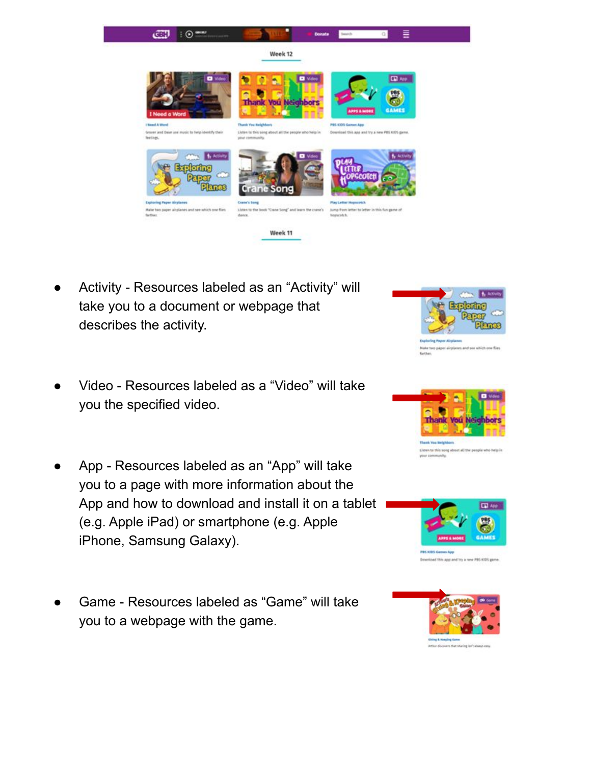- Activity - Resources labeled as an "Activity" will take you to a document or webpage that describes the activity.

- Video - Resources labeled as a "Video" will take you the specified video.

- App - Resources labeled as an "App" will take you to a page with more information about the App and how to download and install it on a tablet (e.g. Apple iPad) or smartphone (e.g. Apple iPhone, Samsung Galaxy).

- Game - Resources labeled as "Game" will take you to a webpage with the game.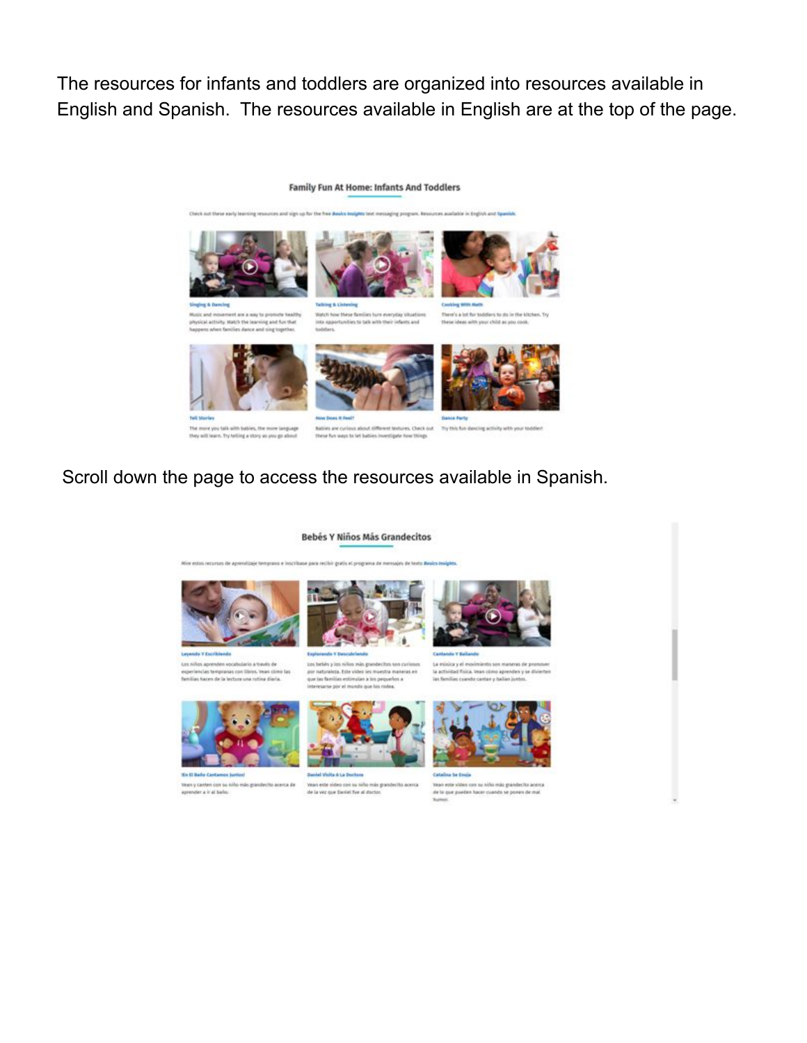The resources for infants and toddlers are organized into resources available in English and Spanish. The resources available in English are at the top of the page.

Scroll down the page to access the resources available in Spanish.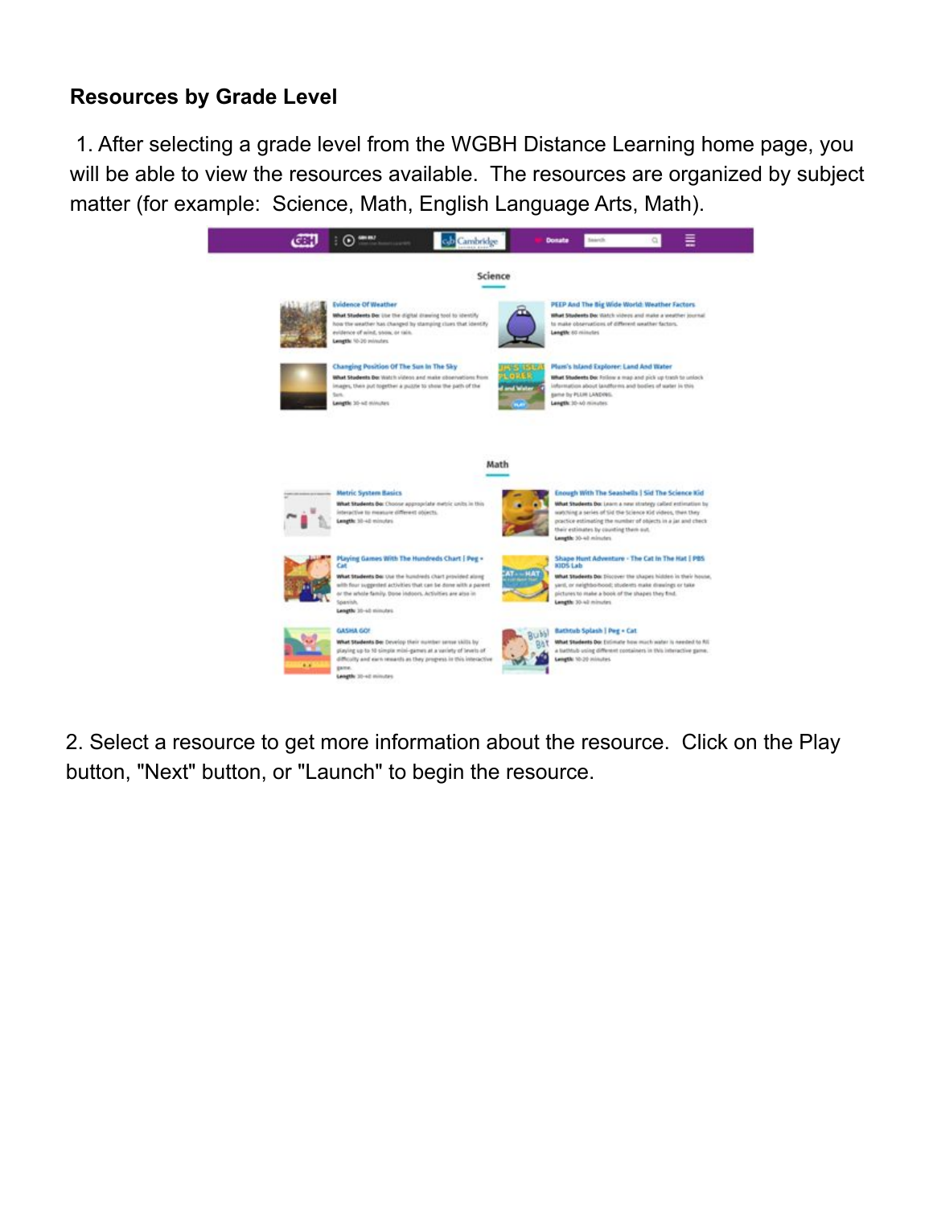**Resources by Grade Level**

1. After selecting a grade level from the WGBH Distance Learning home page, you will be able to view the resources available. The resources are organized by subject matter (for example: Science, Math, English Language Arts, Math).

2. Select a resource to get more information about the resource. Click on the Play button, "Next" button, or "Launch" to begin the resource.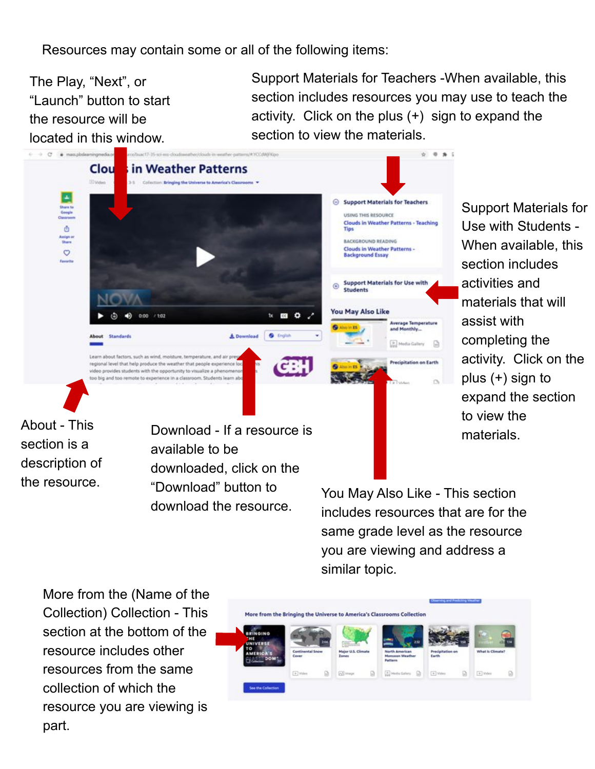Resources may contain some or all of the following items:

The Play, “Next”, or “Launch” button to start the resource will be located in this window.

Support Materials for Teachers -When available, this section includes resources you may use to teach the activity. Click on the plus (+) sign to expand the section to view the materials.

Support Materials for Use with Students - When available, this section includes activities and materials that will assist with completing the activity. Click on the plus (+) sign to expand the section to view the materials.

About - This section is a description of the resource.

Download - If a resource is available to be downloaded, click on the “Download” button to download the resource.

You May Also Like - This section includes resources that are for the same grade level as the resource you are viewing and address a similar topic.

More from the (Name of the Collection) Collection - This section at the bottom of the resource includes other resources from the same collection of which the resource you are viewing is part.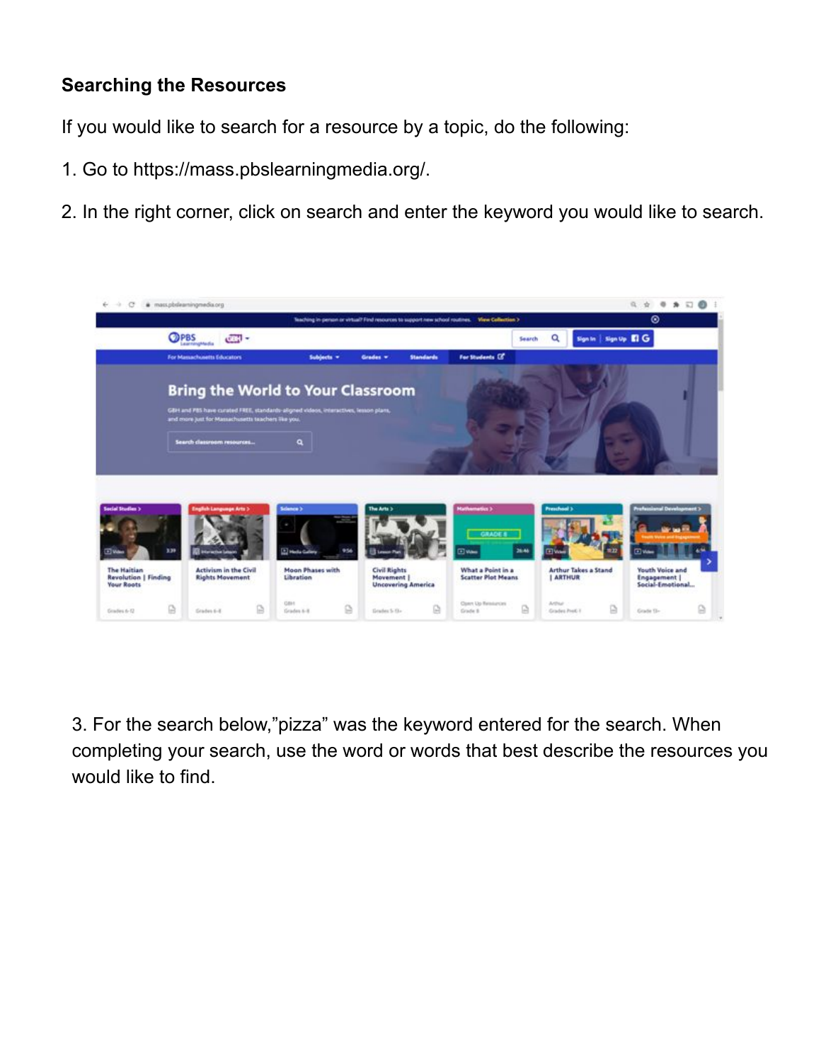**Searching the Resources**

If you would like to search for a resource by a topic, do the following:

1. Go to https://mass.pbslearningmedia.org/.

2. In the right corner, click on search and enter the keyword you would like to search.

3. For the search below,"pizza" was the keyword entered for the search. When completing your search, use the word or words that best describe the resources you would like to find.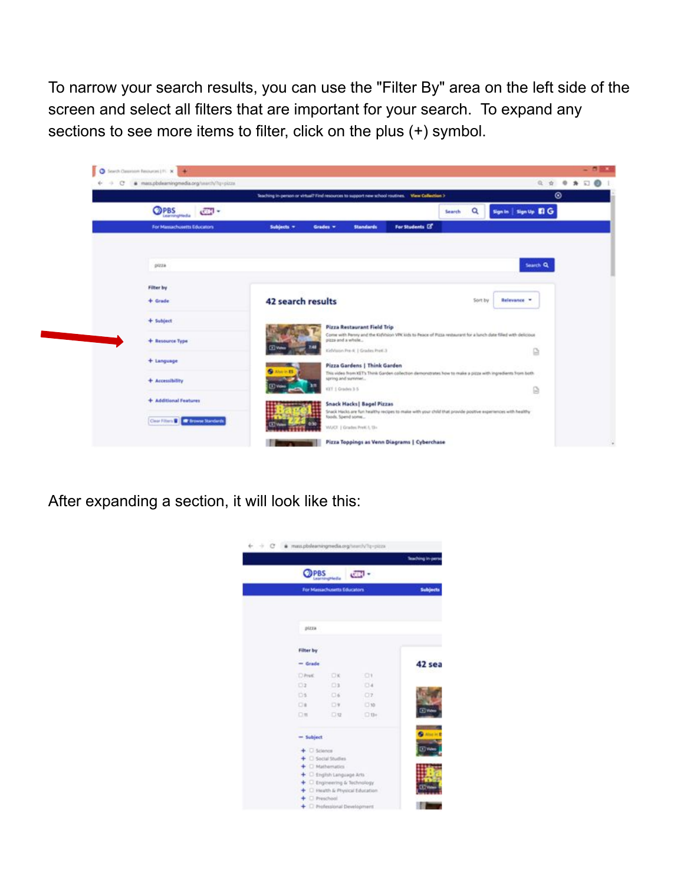To narrow your search results, you can use the "Filter By" area on the left side of the screen and select all filters that are important for your search. To expand any sections to see more items to filter, click on the plus (+) symbol.

After expanding a section, it will look like this: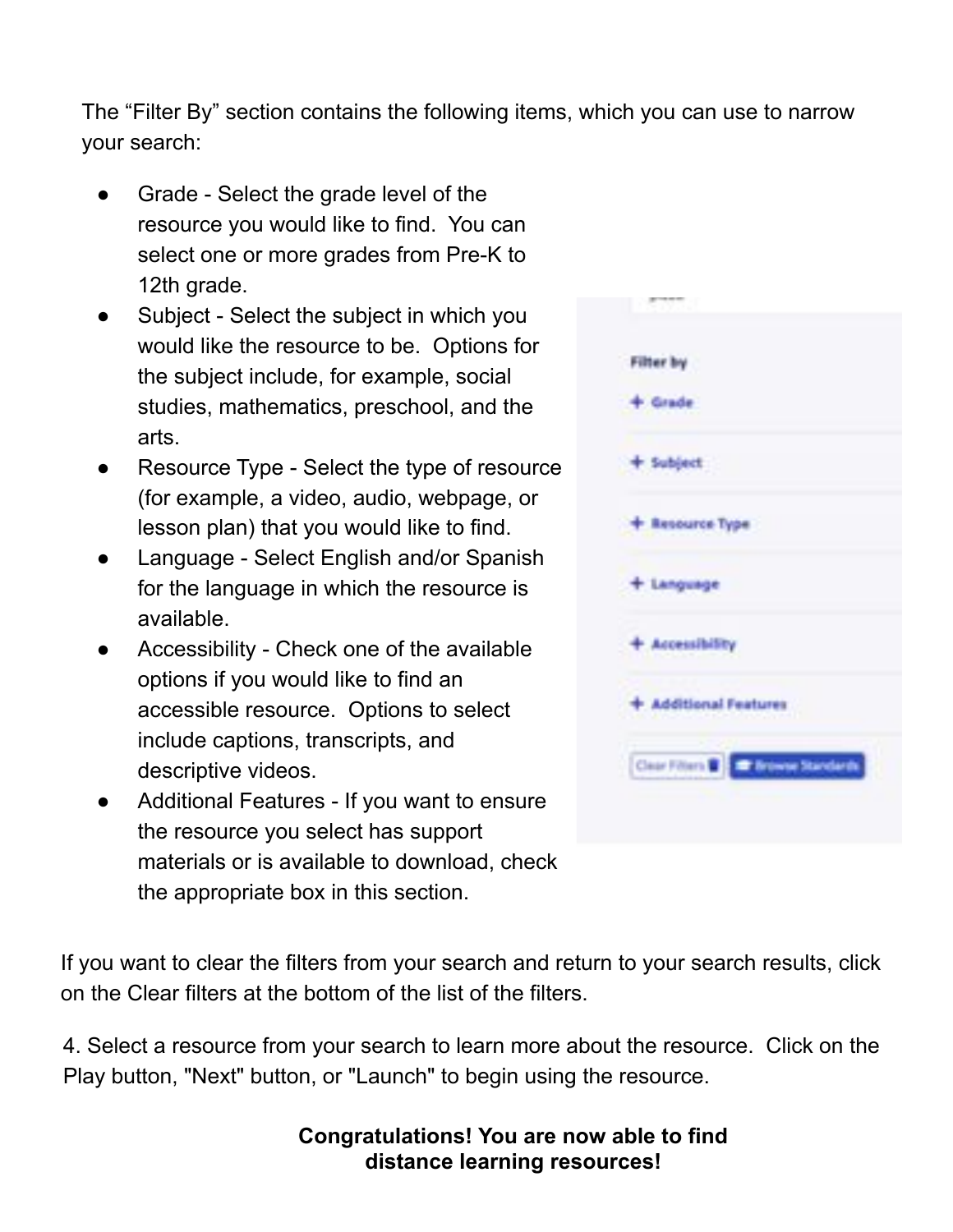The “Filter By” section contains the following items, which you can use to narrow your search:

- Grade - Select the grade level of the resource you would like to find. You can select one or more grades from Pre-K to 12th grade.
- Subject - Select the subject in which you would like the resource to be. Options for the subject include, for example, social studies, mathematics, preschool, and the arts.
- Resource Type - Select the type of resource (for example, a video, audio, webpage, or lesson plan) that you would like to find.
- Language - Select English and/or Spanish for the language in which the resource is available.
- Accessibility - Check one of the available options if you would like to find an accessible resource. Options to select include captions, transcripts, and descriptive videos.
- Additional Features - If you want to ensure the resource you select has support materials or is available to download, check the appropriate box in this section.

If you want to clear the filters from your search and return to your search results, click on the Clear filters at the bottom of the list of the filters.

4. Select a resource from your search to learn more about the resource. Click on the Play button, "Next" button, or "Launch" to begin using the resource.

**Congratulations! You are now able to find distance learning resources!**